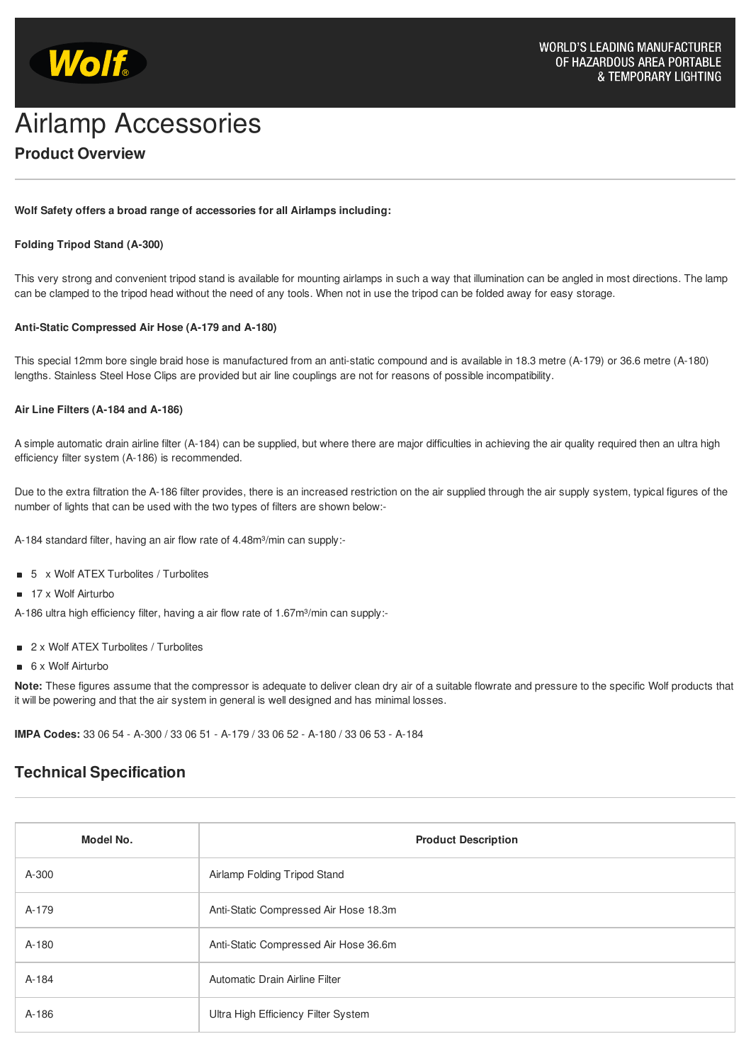Wolf®

WORLD'S LEADING MANUFACTURER OF HAZARDOUS AREA PORTABLE & TEMPORARY LIGHTING

# Airlamp Accessories

## Product Overview

**Wolf Safety offers a broad range of accessories for all Airlamps including:**

**Folding Tripod Stand (A-300)**

This very strong and convenient tripod stand is available for mounting airlamps in such a way that illumination can be angled in most directions. The lamp can be clamped to the tripod head without the need of any tools. When not in use the tripod can be folded away for easy storage.

**Anti-Static Compressed Air Hose (A-179 and A-180)**

This special 12mm bore single braid hose is manufactured from an anti-static compound and is available in 18.3 metre (A-179) or 36.6 metre (A-180) lengths. Stainless Steel Hose Clips are provided but air line couplings are not for reasons of possible incompatibility.

**Air Line Filters (A-184 and A-186)**

A simple automatic drain airline filter (A-184) can be supplied, but where there are major difficulties in achieving the air quality required then an ultra high efficiency filter system (A-186) is recommended.

Due to the extra filtration the A-186 filter provides, there is an increased restriction on the air supplied through the air supply system, typical figures of the number of lights that can be used with the two types of filters are shown below:-

A-184 standard filter, having an air flow rate of 4.48m³/min can supply:-

- 5 x Wolf ATEX Turbolites / Turbolites
- 17 x Wolf Airturbo

A-186 ultra high efficiency filter, having a air flow rate of 1.67m³/min can supply:-

- 2 x Wolf ATEX Turbolites / Turbolites
- 6 x Wolf Airturbo

**Note:** These figures assume that the compressor is adequate to deliver clean dry air of a suitable flowrate and pressure to the specific Wolf products that it will be powering and that the air system in general is well designed and has minimal losses.

**IMPA Codes:** 33 06 54 - A-300 / 33 06 51 - A-179 / 33 06 52 - A-180 / 33 06 53 - A-184

## Technical Specification

| Model No. | Product Description |
|---|---|
| A-300 | Airlamp Folding Tripod Stand |
| A-179 | Anti-Static Compressed Air Hose 18.3m |
| A-180 | Anti-Static Compressed Air Hose 36.6m |
| A-184 | Automatic Drain Airline Filter |
| A-186 | Ultra High Efficiency Filter System |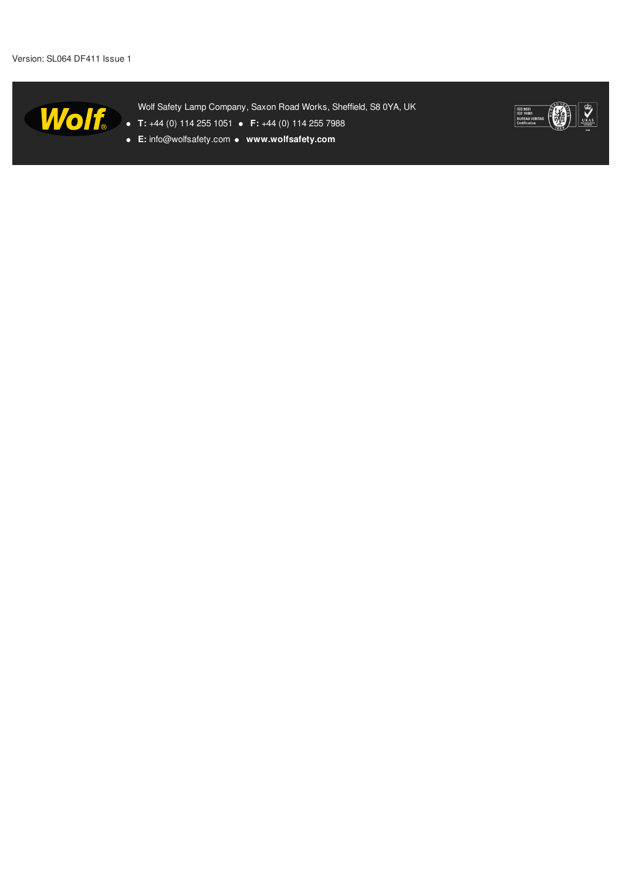Version: SL064 DF411 Issue 1

Wolf Safety Lamp Company, Saxon Road Works, Sheffield, S8 0YA, UK

- **T:** +44 (0) 114 255 1051 • **F:** +44 (0) 114 255 7988
- **E:** info@wolfsafety.com • **www.wolfsafety.com**